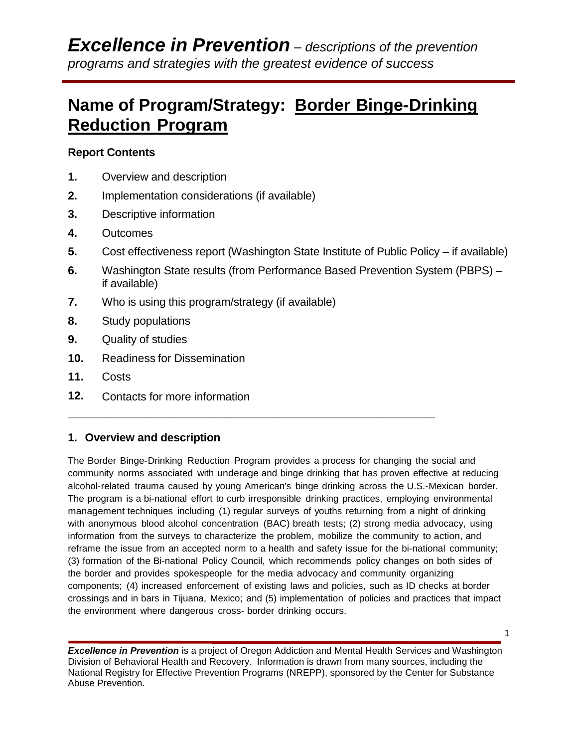# *Excellence in Prevention* – *descriptions of the prevention programs and strategies with the greatest evidence of success*

## Name of Program/Strategy: Border Binge-Drinking Reduction Program

### Report Contents

1. Overview and description
2. Implementation considerations (if available)
3. Descriptive information
4. Outcomes
5. Cost effectiveness report (Washington State Institute of Public Policy – if available)
6. Washington State results (from Performance Based Prevention System (PBPS) – if available)
7. Who is using this program/strategy (if available)
8. Study populations
9. Quality of studies
10. Readiness for Dissemination
11. Costs
12. Contacts for more information

---

### 1. Overview and description

The Border Binge-Drinking Reduction Program provides a process for changing the social and community norms associated with underage and binge drinking that has proven effective at reducing alcohol-related trauma caused by young American's binge drinking across the U.S.-Mexican border. The program is a bi-national effort to curb irresponsible drinking practices, employing environmental management techniques including (1) regular surveys of youths returning from a night of drinking with anonymous blood alcohol concentration (BAC) breath tests; (2) strong media advocacy, using information from the surveys to characterize the problem, mobilize the community to action, and reframe the issue from an accepted norm to a health and safety issue for the bi-national community; (3) formation of the Bi-national Policy Council, which recommends policy changes on both sides of the border and provides spokespeople for the media advocacy and community organizing components; (4) increased enforcement of existing laws and policies, such as ID checks at border crossings and in bars in Tijuana, Mexico; and (5) implementation of policies and practices that impact the environment where dangerous cross- border drinking occurs.

***Excellence in Prevention*** is a project of Oregon Addiction and Mental Health Services and Washington Division of Behavioral Health and Recovery. Information is drawn from many sources, including the National Registry for Effective Prevention Programs (NREPP), sponsored by the Center for Substance Abuse Prevention.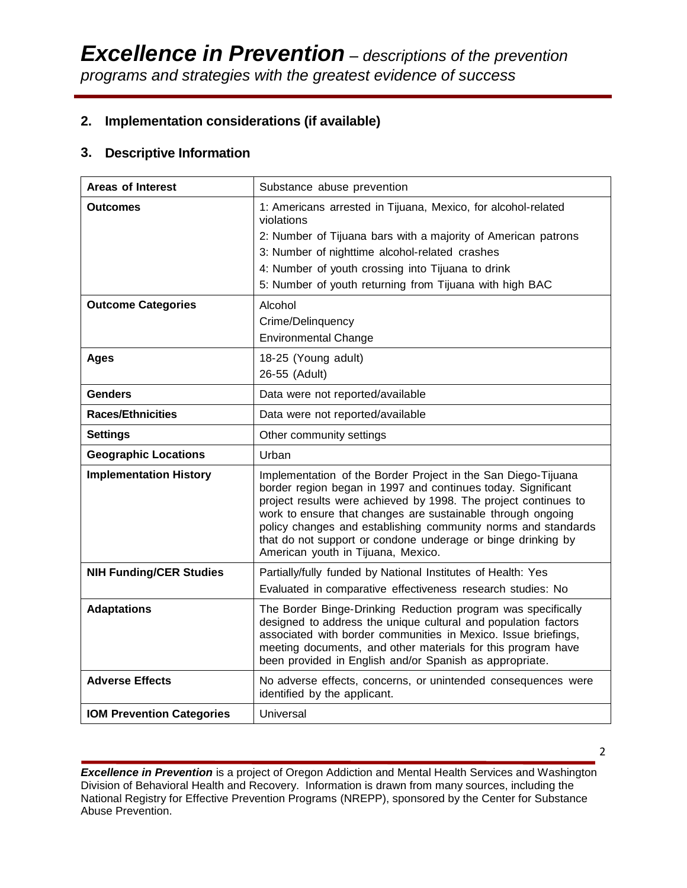## 2. Implementation considerations (if available)

## 3. Descriptive Information

| | |
|---|---|
| **Areas of Interest** | Substance abuse prevention |
| **Outcomes** | 1: Americans arrested in Tijuana, Mexico, for alcohol-related violations<br>2: Number of Tijuana bars with a majority of American patrons<br>3: Number of nighttime alcohol-related crashes<br>4: Number of youth crossing into Tijuana to drink<br>5: Number of youth returning from Tijuana with high BAC |
| **Outcome Categories** | Alcohol<br>Crime/Delinquency<br>Environmental Change |
| **Ages** | 18-25 (Young adult)<br>26-55 (Adult) |
| **Genders** | Data were not reported/available |
| **Races/Ethnicities** | Data were not reported/available |
| **Settings** | Other community settings |
| **Geographic Locations** | Urban |
| **Implementation History** | Implementation of the Border Project in the San Diego-Tijuana border region began in 1997 and continues today. Significant project results were achieved by 1998. The project continues to work to ensure that changes are sustainable through ongoing policy changes and establishing community norms and standards that do not support or condone underage or binge drinking by American youth in Tijuana, Mexico. |
| **NIH Funding/CER Studies** | Partially/fully funded by National Institutes of Health: Yes<br>Evaluated in comparative effectiveness research studies: No |
| **Adaptations** | The Border Binge-Drinking Reduction program was specifically designed to address the unique cultural and population factors associated with border communities in Mexico. Issue briefings, meeting documents, and other materials for this program have been provided in English and/or Spanish as appropriate. |
| **Adverse Effects** | No adverse effects, concerns, or unintended consequences were identified by the applicant. |
| **IOM Prevention Categories** | Universal |

***Excellence in Prevention*** is a project of Oregon Addiction and Mental Health Services and Washington Division of Behavioral Health and Recovery. Information is drawn from many sources, including the National Registry for Effective Prevention Programs (NREPP), sponsored by the Center for Substance Abuse Prevention.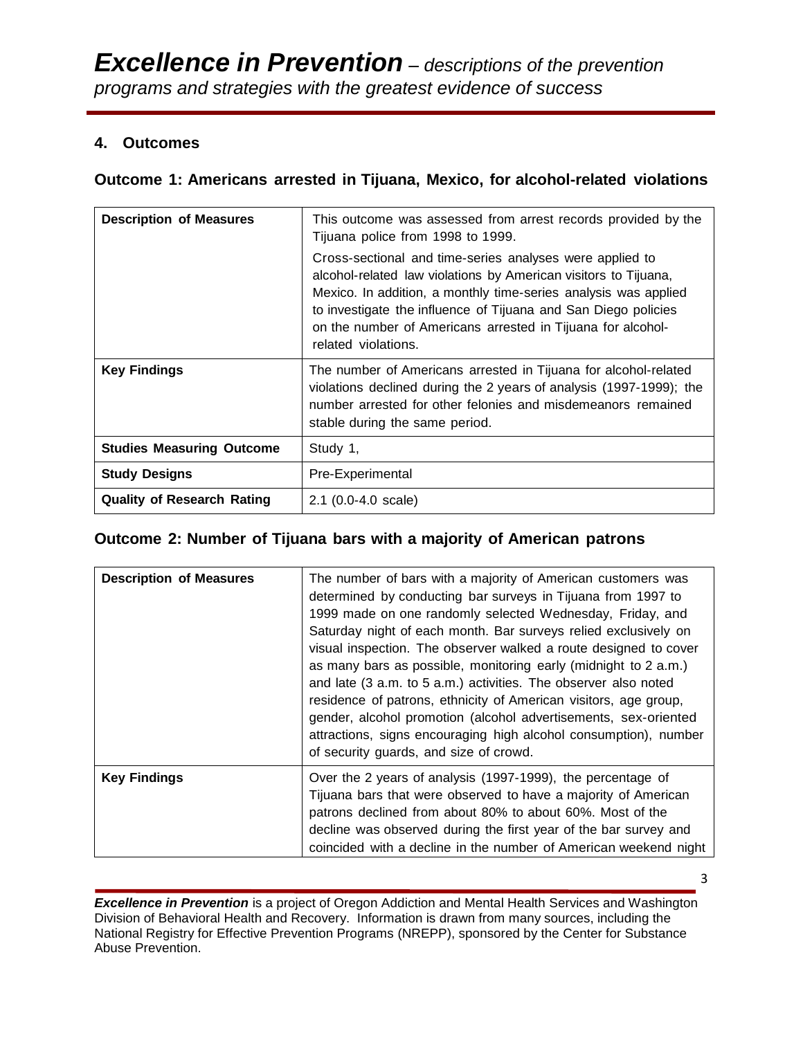## 4. Outcomes

### Outcome 1: Americans arrested in Tijuana, Mexico, for alcohol-related violations

| **Description of Measures** | This outcome was assessed from arrest records provided by the Tijuana police from 1998 to 1999. Cross-sectional and time-series analyses were applied to alcohol-related law violations by American visitors to Tijuana, Mexico. In addition, a monthly time-series analysis was applied to investigate the influence of Tijuana and San Diego policies on the number of Americans arrested in Tijuana for alcohol-related violations. |
|---|---|
| **Key Findings** | The number of Americans arrested in Tijuana for alcohol-related violations declined during the 2 years of analysis (1997-1999); the number arrested for other felonies and misdemeanors remained stable during the same period. |
| **Studies Measuring Outcome** | Study 1, |
| **Study Designs** | Pre-Experimental |
| **Quality of Research Rating** | 2.1 (0.0-4.0 scale) |

### Outcome 2: Number of Tijuana bars with a majority of American patrons

| **Description of Measures** | The number of bars with a majority of American customers was determined by conducting bar surveys in Tijuana from 1997 to 1999 made on one randomly selected Wednesday, Friday, and Saturday night of each month. Bar surveys relied exclusively on visual inspection. The observer walked a route designed to cover as many bars as possible, monitoring early (midnight to 2 a.m.) and late (3 a.m. to 5 a.m.) activities. The observer also noted residence of patrons, ethnicity of American visitors, age group, gender, alcohol promotion (alcohol advertisements, sex-oriented attractions, signs encouraging high alcohol consumption), number of security guards, and size of crowd. |
|---|---|
| **Key Findings** | Over the 2 years of analysis (1997-1999), the percentage of Tijuana bars that were observed to have a majority of American patrons declined from about 80% to about 60%. Most of the decline was observed during the first year of the bar survey and coincided with a decline in the number of American weekend night |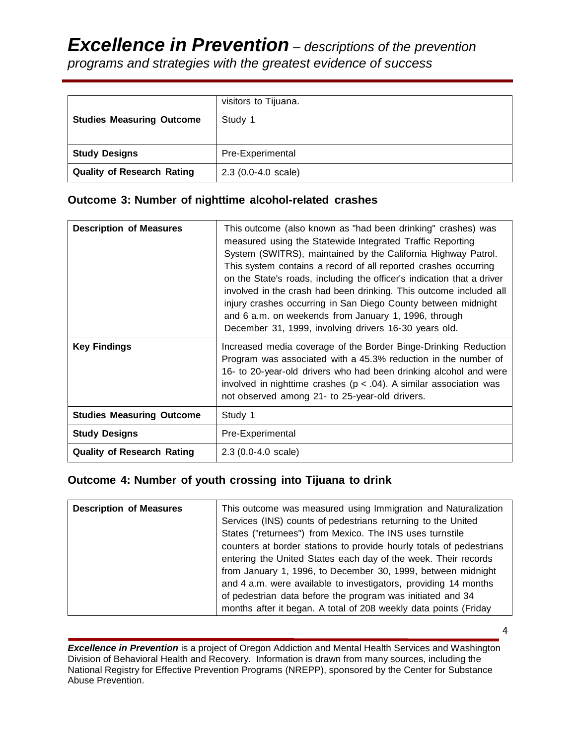| | visitors to Tijuana. |
|---|---|
| **Studies Measuring Outcome** | Study 1 |
| **Study Designs** | Pre-Experimental |
| **Quality of Research Rating** | 2.3 (0.0-4.0 scale) |

### Outcome 3: Number of nighttime alcohol-related crashes

| | |
|---|---|
| **Description of Measures** | This outcome (also known as "had been drinking" crashes) was measured using the Statewide Integrated Traffic Reporting System (SWITRS), maintained by the California Highway Patrol. This system contains a record of all reported crashes occurring on the State's roads, including the officer's indication that a driver involved in the crash had been drinking. This outcome included all injury crashes occurring in San Diego County between midnight and 6 a.m. on weekends from January 1, 1996, through December 31, 1999, involving drivers 16-30 years old. |
| **Key Findings** | Increased media coverage of the Border Binge-Drinking Reduction Program was associated with a 45.3% reduction in the number of 16- to 20-year-old drivers who had been drinking alcohol and were involved in nighttime crashes ($p < .04$). A similar association was not observed among 21- to 25-year-old drivers. |
| **Studies Measuring Outcome** | Study 1 |
| **Study Designs** | Pre-Experimental |
| **Quality of Research Rating** | 2.3 (0.0-4.0 scale) |

### Outcome 4: Number of youth crossing into Tijuana to drink

| | |
|---|---|
| **Description of Measures** | This outcome was measured using Immigration and Naturalization Services (INS) counts of pedestrians returning to the United States ("returnees") from Mexico. The INS uses turnstile counters at border stations to provide hourly totals of pedestrians entering the United States each day of the week. Their records from January 1, 1996, to December 30, 1999, between midnight and 4 a.m. were available to investigators, providing 14 months of pedestrian data before the program was initiated and 34 months after it began. A total of 208 weekly data points (Friday |

***Excellence in Prevention*** is a project of Oregon Addiction and Mental Health Services and Washington Division of Behavioral Health and Recovery. Information is drawn from many sources, including the National Registry for Effective Prevention Programs (NREPP), sponsored by the Center for Substance Abuse Prevention.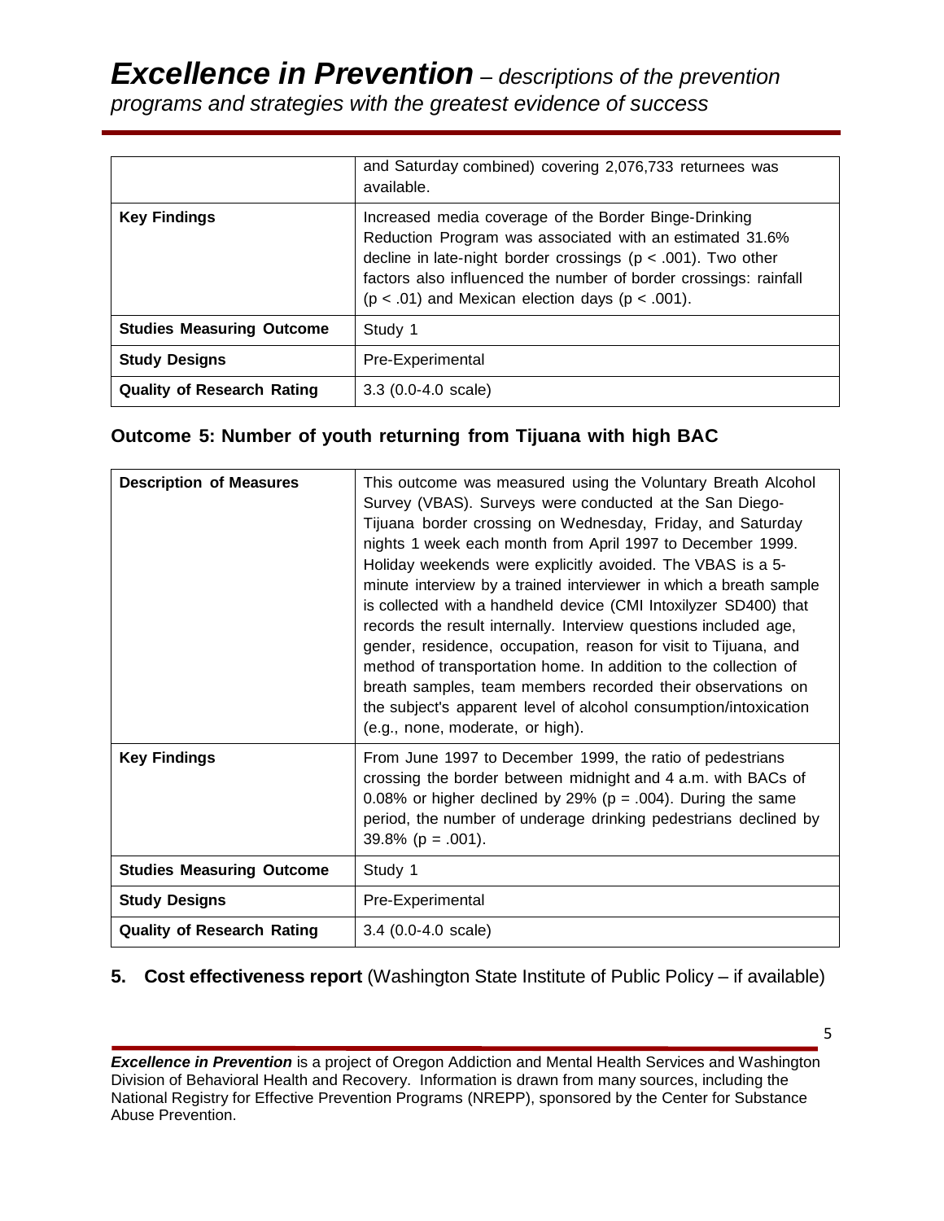|  |  |
|---|---|
|  | and Saturday combined) covering 2,076,733 returnees was available. |
| **Key Findings** | Increased media coverage of the Border Binge-Drinking Reduction Program was associated with an estimated 31.6% decline in late-night border crossings ($p < .001$). Two other factors also influenced the number of border crossings: rainfall ($p < .01$) and Mexican election days ($p < .001$). |
| **Studies Measuring Outcome** | Study 1 |
| **Study Designs** | Pre-Experimental |
| **Quality of Research Rating** | 3.3 (0.0-4.0 scale) |

### Outcome 5: Number of youth returning from Tijuana with high BAC

|  |  |
|---|---|
| **Description of Measures** | This outcome was measured using the Voluntary Breath Alcohol Survey (VBAS). Surveys were conducted at the San Diego-Tijuana border crossing on Wednesday, Friday, and Saturday nights 1 week each month from April 1997 to December 1999. Holiday weekends were explicitly avoided. The VBAS is a 5-minute interview by a trained interviewer in which a breath sample is collected with a handheld device (CMI Intoxilyzer SD400) that records the result internally. Interview questions included age, gender, residence, occupation, reason for visit to Tijuana, and method of transportation home. In addition to the collection of breath samples, team members recorded their observations on the subject's apparent level of alcohol consumption/intoxication (e.g., none, moderate, or high). |
| **Key Findings** | From June 1997 to December 1999, the ratio of pedestrians crossing the border between midnight and 4 a.m. with BACs of 0.08% or higher declined by 29% ($p = .004$). During the same period, the number of underage drinking pedestrians declined by 39.8% ($p = .001$). |
| **Studies Measuring Outcome** | Study 1 |
| **Study Designs** | Pre-Experimental |
| **Quality of Research Rating** | 3.4 (0.0-4.0 scale) |

**5. Cost effectiveness report** (Washington State Institute of Public Policy – if available)

***Excellence in Prevention*** is a project of Oregon Addiction and Mental Health Services and Washington Division of Behavioral Health and Recovery. Information is drawn from many sources, including the National Registry for Effective Prevention Programs (NREPP), sponsored by the Center for Substance Abuse Prevention.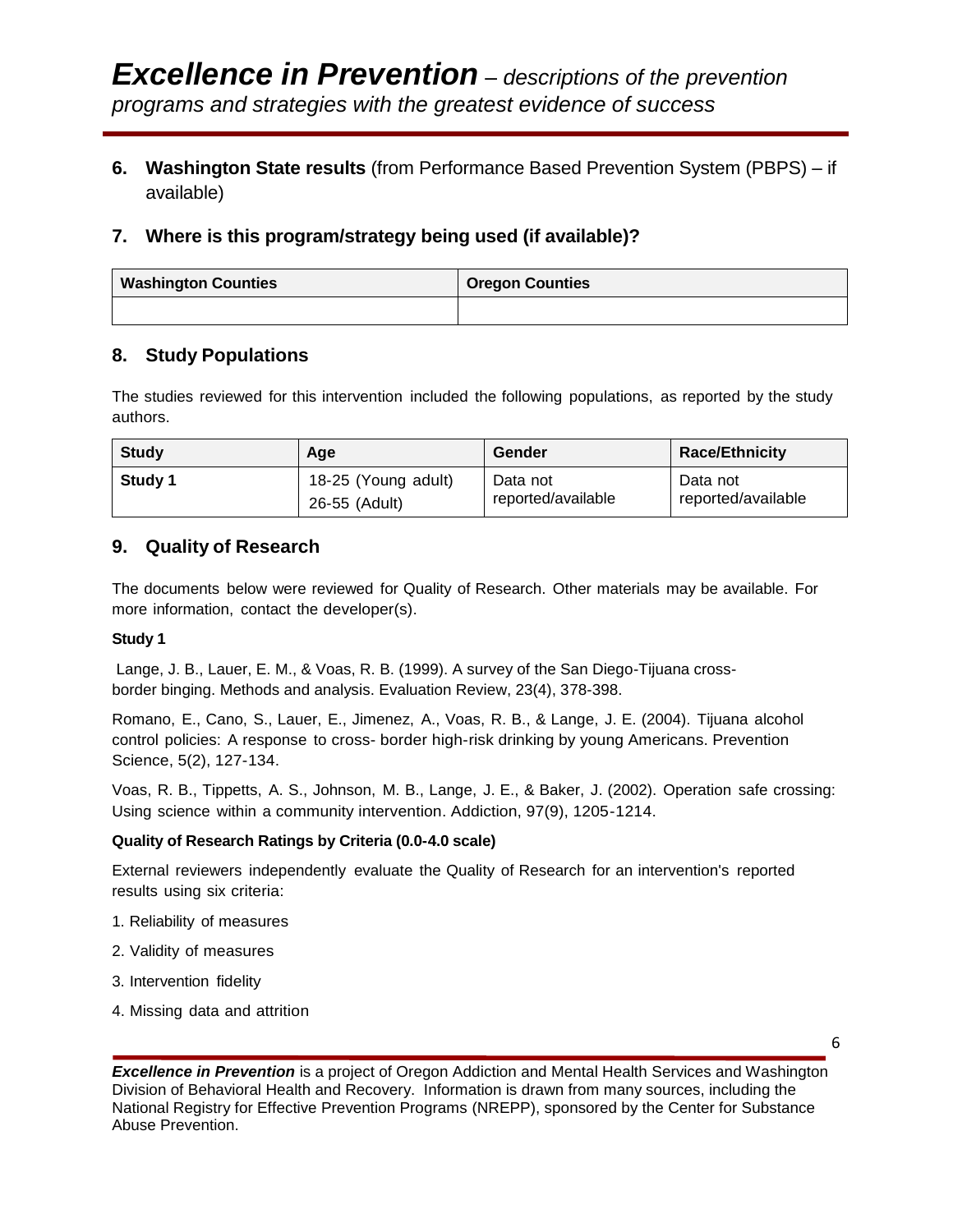6. **Washington State results** (from Performance Based Prevention System (PBPS) – if available)

## 7. Where is this program/strategy being used (if available)?

| Washington Counties | Oregon Counties |
|---|---|
| | |

## 8. Study Populations

The studies reviewed for this intervention included the following populations, as reported by the study authors.

| Study | Age | Gender | Race/Ethnicity |
|---|---|---|---|
| **Study 1** | 18-25 (Young adult)<br>26-55 (Adult) | Data not reported/available | Data not reported/available |

## 9. Quality of Research

The documents below were reviewed for Quality of Research. Other materials may be available. For more information, contact the developer(s).

**Study 1**

Lange, J. B., Lauer, E. M., & Voas, R. B. (1999). A survey of the San Diego-Tijuana cross-border binging. Methods and analysis. Evaluation Review, 23(4), 378-398.

Romano, E., Cano, S., Lauer, E., Jimenez, A., Voas, R. B., & Lange, J. E. (2004). Tijuana alcohol control policies: A response to cross- border high-risk drinking by young Americans. Prevention Science, 5(2), 127-134.

Voas, R. B., Tippetts, A. S., Johnson, M. B., Lange, J. E., & Baker, J. (2002). Operation safe crossing: Using science within a community intervention. Addiction, 97(9), 1205-1214.

**Quality of Research Ratings by Criteria (0.0-4.0 scale)**

External reviewers independently evaluate the Quality of Research for an intervention's reported results using six criteria:

1. Reliability of measures
2. Validity of measures
3. Intervention fidelity
4. Missing data and attrition

***Excellence in Prevention*** is a project of Oregon Addiction and Mental Health Services and Washington Division of Behavioral Health and Recovery. Information is drawn from many sources, including the National Registry for Effective Prevention Programs (NREPP), sponsored by the Center for Substance Abuse Prevention.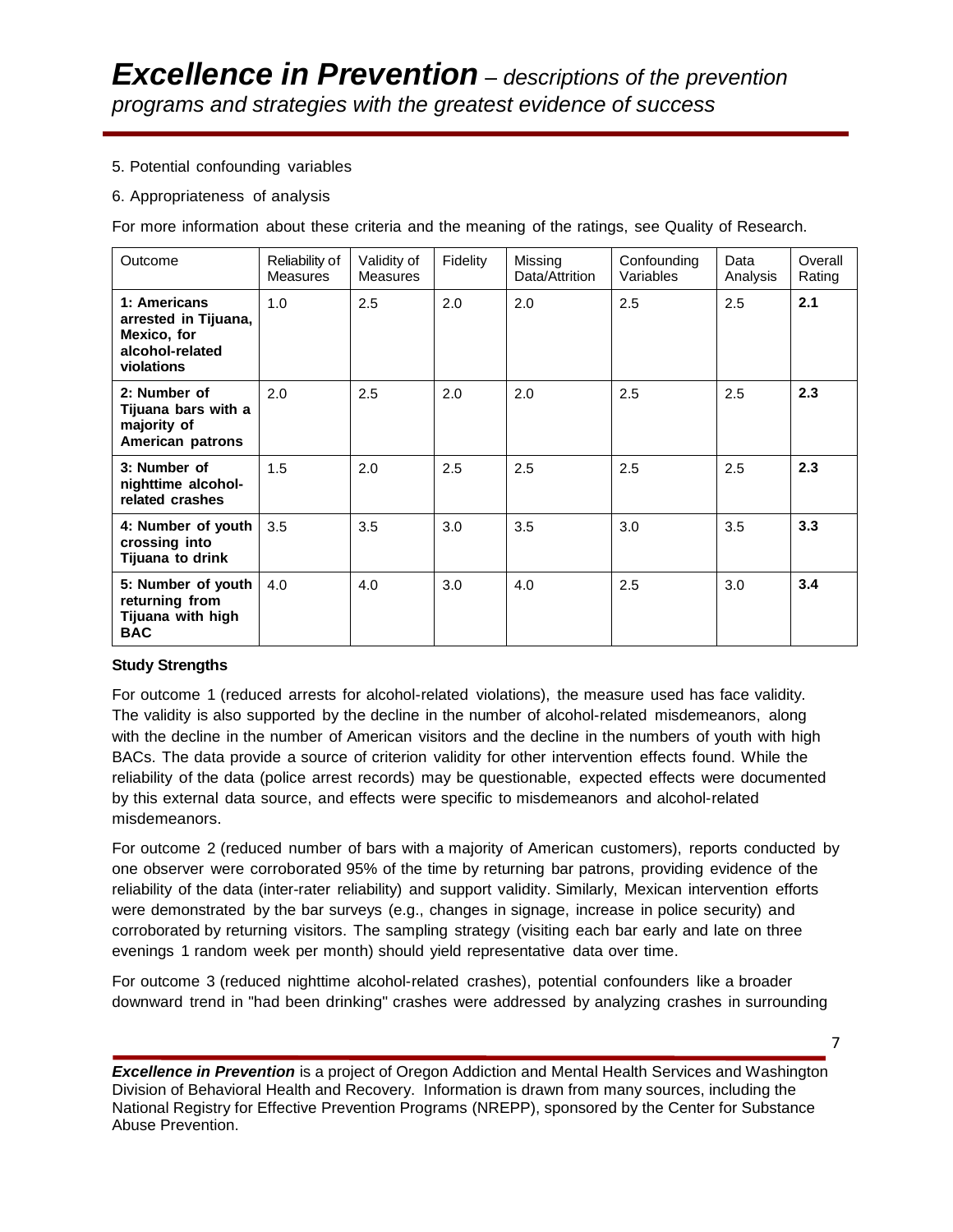5. Potential confounding variables

6. Appropriateness of analysis

For more information about these criteria and the meaning of the ratings, see Quality of Research.

| Outcome | Reliability of Measures | Validity of Measures | Fidelity | Missing Data/Attrition | Confounding Variables | Data Analysis | Overall Rating |
|---|---|---|---|---|---|---|---|
| **1: Americans arrested in Tijuana, Mexico, for alcohol-related violations** | 1.0 | 2.5 | 2.0 | 2.0 | 2.5 | 2.5 | **2.1** |
| **2: Number of Tijuana bars with a majority of American patrons** | 2.0 | 2.5 | 2.0 | 2.0 | 2.5 | 2.5 | **2.3** |
| **3: Number of nighttime alcohol-related crashes** | 1.5 | 2.0 | 2.5 | 2.5 | 2.5 | 2.5 | **2.3** |
| **4: Number of youth crossing into Tijuana to drink** | 3.5 | 3.5 | 3.0 | 3.5 | 3.0 | 3.5 | **3.3** |
| **5: Number of youth returning from Tijuana with high BAC** | 4.0 | 4.0 | 3.0 | 4.0 | 2.5 | 3.0 | **3.4** |

**Study Strengths**

For outcome 1 (reduced arrests for alcohol-related violations), the measure used has face validity. The validity is also supported by the decline in the number of alcohol-related misdemeanors, along with the decline in the number of American visitors and the decline in the numbers of youth with high BACs. The data provide a source of criterion validity for other intervention effects found. While the reliability of the data (police arrest records) may be questionable, expected effects were documented by this external data source, and effects were specific to misdemeanors and alcohol-related misdemeanors.

For outcome 2 (reduced number of bars with a majority of American customers), reports conducted by one observer were corroborated 95% of the time by returning bar patrons, providing evidence of the reliability of the data (inter-rater reliability) and support validity. Similarly, Mexican intervention efforts were demonstrated by the bar surveys (e.g., changes in signage, increase in police security) and corroborated by returning visitors. The sampling strategy (visiting each bar early and late on three evenings 1 random week per month) should yield representative data over time.

For outcome 3 (reduced nighttime alcohol-related crashes), potential confounders like a broader downward trend in "had been drinking" crashes were addressed by analyzing crashes in surrounding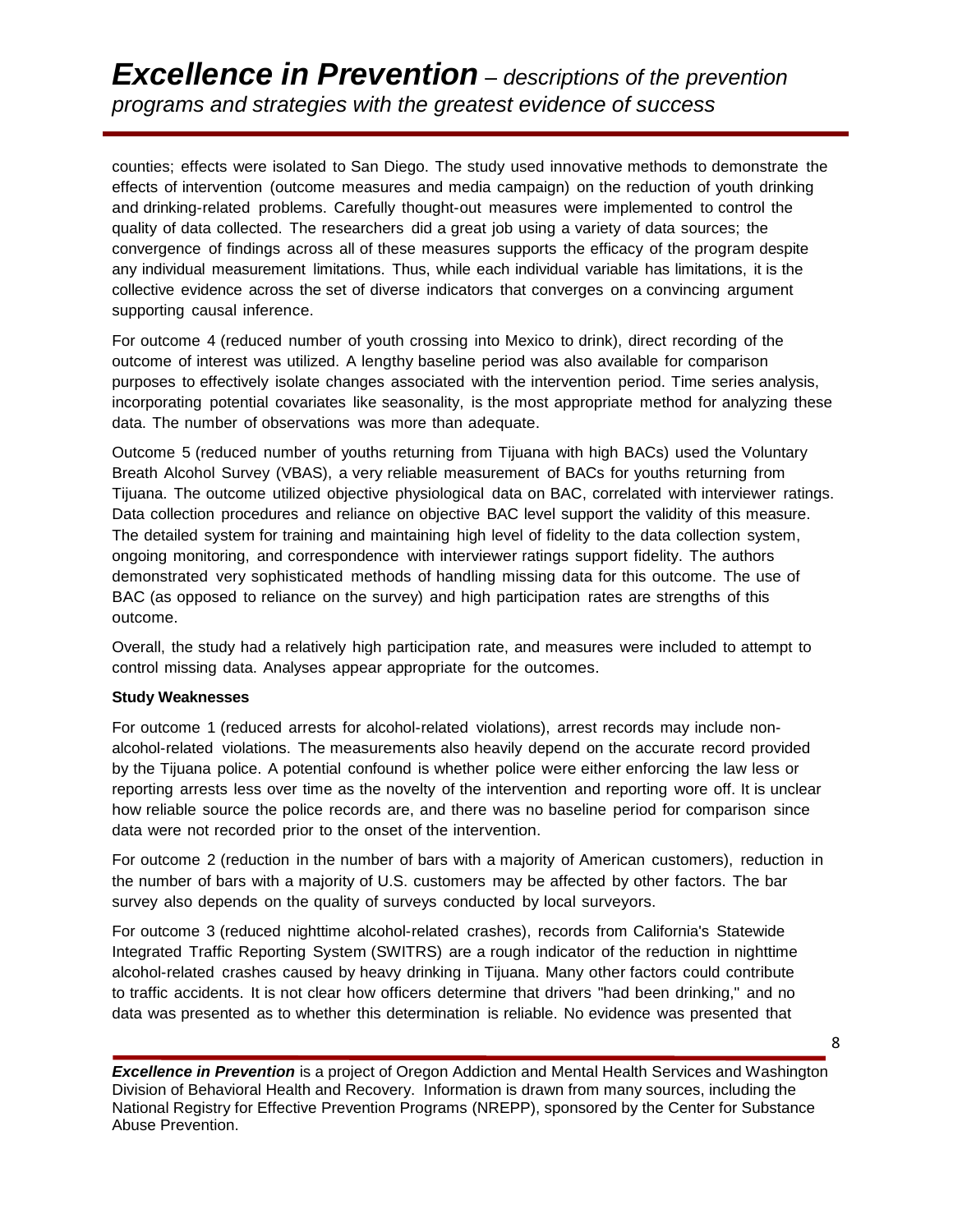counties; effects were isolated to San Diego. The study used innovative methods to demonstrate the effects of intervention (outcome measures and media campaign) on the reduction of youth drinking and drinking-related problems. Carefully thought-out measures were implemented to control the quality of data collected. The researchers did a great job using a variety of data sources; the convergence of findings across all of these measures supports the efficacy of the program despite any individual measurement limitations. Thus, while each individual variable has limitations, it is the collective evidence across the set of diverse indicators that converges on a convincing argument supporting causal inference.

For outcome 4 (reduced number of youth crossing into Mexico to drink), direct recording of the outcome of interest was utilized. A lengthy baseline period was also available for comparison purposes to effectively isolate changes associated with the intervention period. Time series analysis, incorporating potential covariates like seasonality, is the most appropriate method for analyzing these data. The number of observations was more than adequate.

Outcome 5 (reduced number of youths returning from Tijuana with high BACs) used the Voluntary Breath Alcohol Survey (VBAS), a very reliable measurement of BACs for youths returning from Tijuana. The outcome utilized objective physiological data on BAC, correlated with interviewer ratings. Data collection procedures and reliance on objective BAC level support the validity of this measure. The detailed system for training and maintaining high level of fidelity to the data collection system, ongoing monitoring, and correspondence with interviewer ratings support fidelity. The authors demonstrated very sophisticated methods of handling missing data for this outcome. The use of BAC (as opposed to reliance on the survey) and high participation rates are strengths of this outcome.

Overall, the study had a relatively high participation rate, and measures were included to attempt to control missing data. Analyses appear appropriate for the outcomes.

**Study Weaknesses**

For outcome 1 (reduced arrests for alcohol-related violations), arrest records may include non-alcohol-related violations. The measurements also heavily depend on the accurate record provided by the Tijuana police. A potential confound is whether police were either enforcing the law less or reporting arrests less over time as the novelty of the intervention and reporting wore off. It is unclear how reliable source the police records are, and there was no baseline period for comparison since data were not recorded prior to the onset of the intervention.

For outcome 2 (reduction in the number of bars with a majority of American customers), reduction in the number of bars with a majority of U.S. customers may be affected by other factors. The bar survey also depends on the quality of surveys conducted by local surveyors.

For outcome 3 (reduced nighttime alcohol-related crashes), records from California's Statewide Integrated Traffic Reporting System (SWITRS) are a rough indicator of the reduction in nighttime alcohol-related crashes caused by heavy drinking in Tijuana. Many other factors could contribute to traffic accidents. It is not clear how officers determine that drivers "had been drinking," and no data was presented as to whether this determination is reliable. No evidence was presented that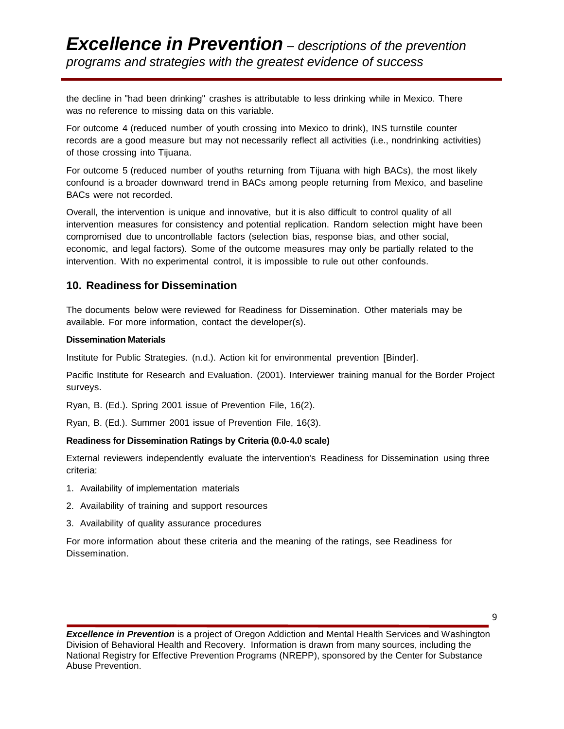the decline in "had been drinking" crashes is attributable to less drinking while in Mexico. There was no reference to missing data on this variable.

For outcome 4 (reduced number of youth crossing into Mexico to drink), INS turnstile counter records are a good measure but may not necessarily reflect all activities (i.e., nondrinking activities) of those crossing into Tijuana.

For outcome 5 (reduced number of youths returning from Tijuana with high BACs), the most likely confound is a broader downward trend in BACs among people returning from Mexico, and baseline BACs were not recorded.

Overall, the intervention is unique and innovative, but it is also difficult to control quality of all intervention measures for consistency and potential replication. Random selection might have been compromised due to uncontrollable factors (selection bias, response bias, and other social, economic, and legal factors). Some of the outcome measures may only be partially related to the intervention. With no experimental control, it is impossible to rule out other confounds.

## 10. Readiness for Dissemination

The documents below were reviewed for Readiness for Dissemination. Other materials may be available. For more information, contact the developer(s).

**Dissemination Materials**

Institute for Public Strategies. (n.d.). Action kit for environmental prevention [Binder].

Pacific Institute for Research and Evaluation. (2001). Interviewer training manual for the Border Project surveys.

Ryan, B. (Ed.). Spring 2001 issue of Prevention File, 16(2).

Ryan, B. (Ed.). Summer 2001 issue of Prevention File, 16(3).

**Readiness for Dissemination Ratings by Criteria (0.0-4.0 scale)**

External reviewers independently evaluate the intervention's Readiness for Dissemination using three criteria:

1. Availability of implementation materials
2. Availability of training and support resources
3. Availability of quality assurance procedures

For more information about these criteria and the meaning of the ratings, see Readiness for Dissemination.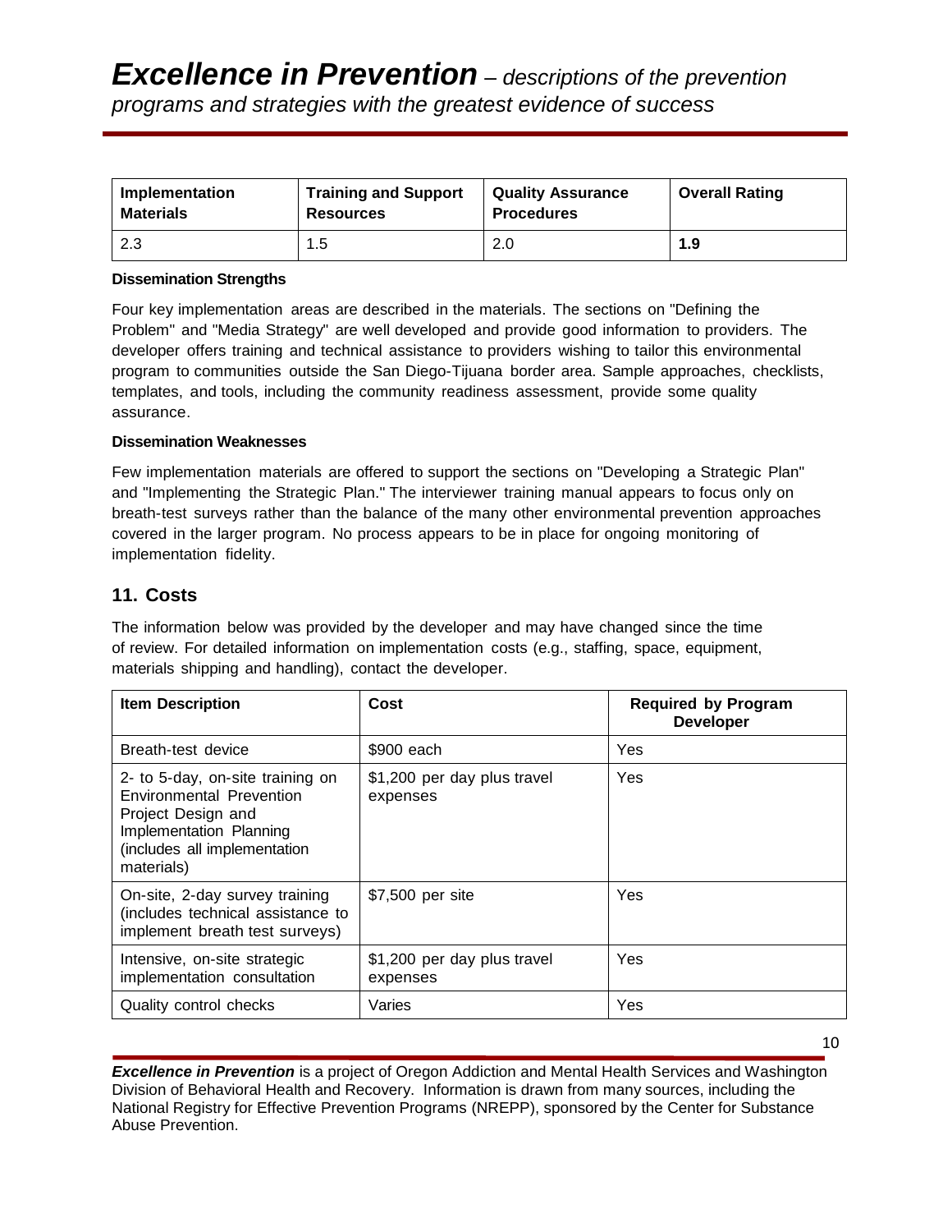| Implementation Materials | Training and Support Resources | Quality Assurance Procedures | Overall Rating |
|---|---|---|---|
| 2.3 | 1.5 | 2.0 | **1.9** |

**Dissemination Strengths**

Four key implementation areas are described in the materials. The sections on "Defining the Problem" and "Media Strategy" are well developed and provide good information to providers. The developer offers training and technical assistance to providers wishing to tailor this environmental program to communities outside the San Diego-Tijuana border area. Sample approaches, checklists, templates, and tools, including the community readiness assessment, provide some quality assurance.

**Dissemination Weaknesses**

Few implementation materials are offered to support the sections on "Developing a Strategic Plan" and "Implementing the Strategic Plan." The interviewer training manual appears to focus only on breath-test surveys rather than the balance of the many other environmental prevention approaches covered in the larger program. No process appears to be in place for ongoing monitoring of implementation fidelity.

## 11. Costs

The information below was provided by the developer and may have changed since the time of review. For detailed information on implementation costs (e.g., staffing, space, equipment, materials shipping and handling), contact the developer.

| Item Description | Cost | Required by Program Developer |
|---|---|---|
| Breath-test device | $900 each | Yes |
| 2- to 5-day, on-site training on Environmental Prevention Project Design and Implementation Planning (includes all implementation materials) | $1,200 per day plus travel expenses | Yes |
| On-site, 2-day survey training (includes technical assistance to implement breath test surveys) | $7,500 per site | Yes |
| Intensive, on-site strategic implementation consultation | $1,200 per day plus travel expenses | Yes |
| Quality control checks | Varies | Yes |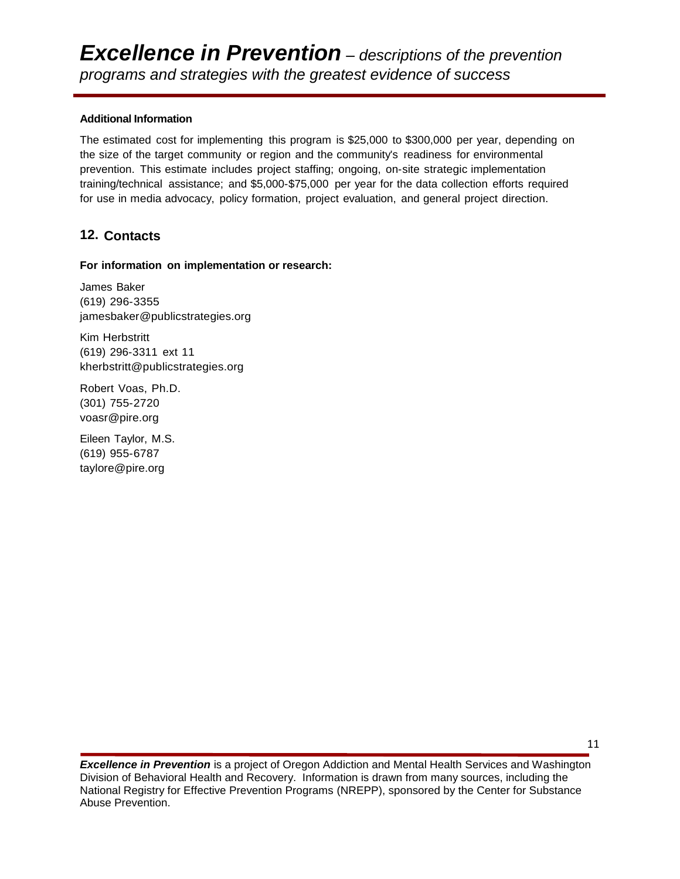#### Additional Information

The estimated cost for implementing this program is $25,000 to $300,000 per year, depending on the size of the target community or region and the community's readiness for environmental prevention. This estimate includes project staffing; ongoing, on-site strategic implementation training/technical assistance; and $5,000-$75,000 per year for the data collection efforts required for use in media advocacy, policy formation, project evaluation, and general project direction.

## 12. Contacts

**For information on implementation or research:**

James Baker
(619) 296-3355
jamesbaker@publicstrategies.org

Kim Herbstritt
(619) 296-3311 ext 11
kherbstritt@publicstrategies.org

Robert Voas, Ph.D.
(301) 755-2720
voasr@pire.org

Eileen Taylor, M.S.
(619) 955-6787
taylore@pire.org